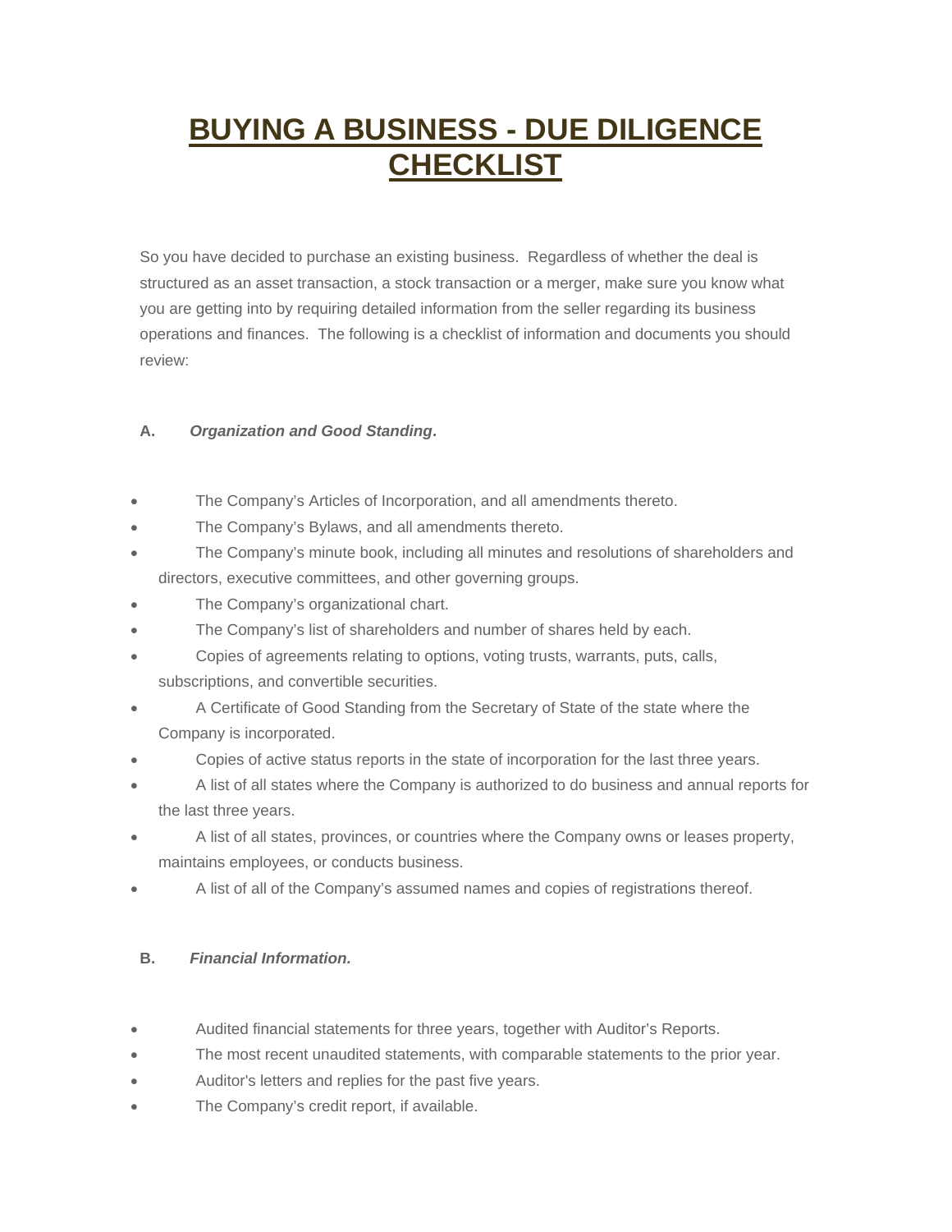# BUYING A BUSINESS - DUE DILIGENCE CHECKLIST

So you have decided to purchase an existing business. Regardless of whether the deal is structured as an asset transaction, a stock transaction or a merger, make sure you know what you are getting into by requiring detailed information from the seller regarding its business operations and finances. The following is a checklist of information and documents you should review:

**A.** ***Organization and Good Standing*****.**

- The Company's Articles of Incorporation, and all amendments thereto.
- The Company's Bylaws, and all amendments thereto.
- The Company's minute book, including all minutes and resolutions of shareholders and directors, executive committees, and other governing groups.
- The Company's organizational chart.
- The Company's list of shareholders and number of shares held by each.
- Copies of agreements relating to options, voting trusts, warrants, puts, calls, subscriptions, and convertible securities.
- A Certificate of Good Standing from the Secretary of State of the state where the Company is incorporated.
- Copies of active status reports in the state of incorporation for the last three years.
- A list of all states where the Company is authorized to do business and annual reports for the last three years.
- A list of all states, provinces, or countries where the Company owns or leases property, maintains employees, or conducts business.
- A list of all of the Company's assumed names and copies of registrations thereof.

**B.** ***Financial Information.***

- Audited financial statements for three years, together with Auditor's Reports.
- The most recent unaudited statements, with comparable statements to the prior year.
- Auditor's letters and replies for the past five years.
- The Company's credit report, if available.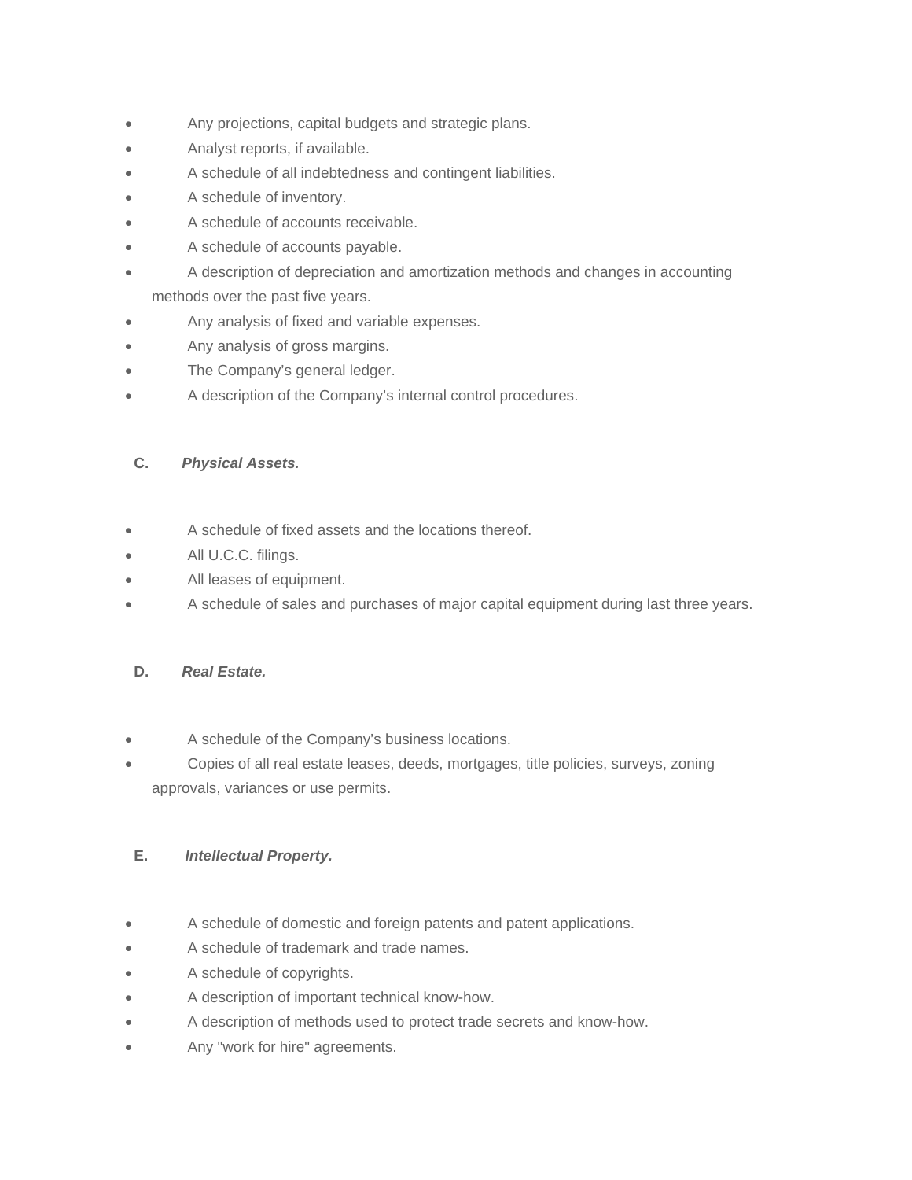- Any projections, capital budgets and strategic plans.
- Analyst reports, if available.
- A schedule of all indebtedness and contingent liabilities.
- A schedule of inventory.
- A schedule of accounts receivable.
- A schedule of accounts payable.
- A description of depreciation and amortization methods and changes in accounting methods over the past five years.
- Any analysis of fixed and variable expenses.
- Any analysis of gross margins.
- The Company's general ledger.
- A description of the Company's internal control procedures.

**C.** ***Physical Assets.***

- A schedule of fixed assets and the locations thereof.
- All U.C.C. filings.
- All leases of equipment.
- A schedule of sales and purchases of major capital equipment during last three years.

**D.** ***Real Estate.***

- A schedule of the Company's business locations.
- Copies of all real estate leases, deeds, mortgages, title policies, surveys, zoning approvals, variances or use permits.

**E.** ***Intellectual Property.***

- A schedule of domestic and foreign patents and patent applications.
- A schedule of trademark and trade names.
- A schedule of copyrights.
- A description of important technical know-how.
- A description of methods used to protect trade secrets and know-how.
- Any "work for hire" agreements.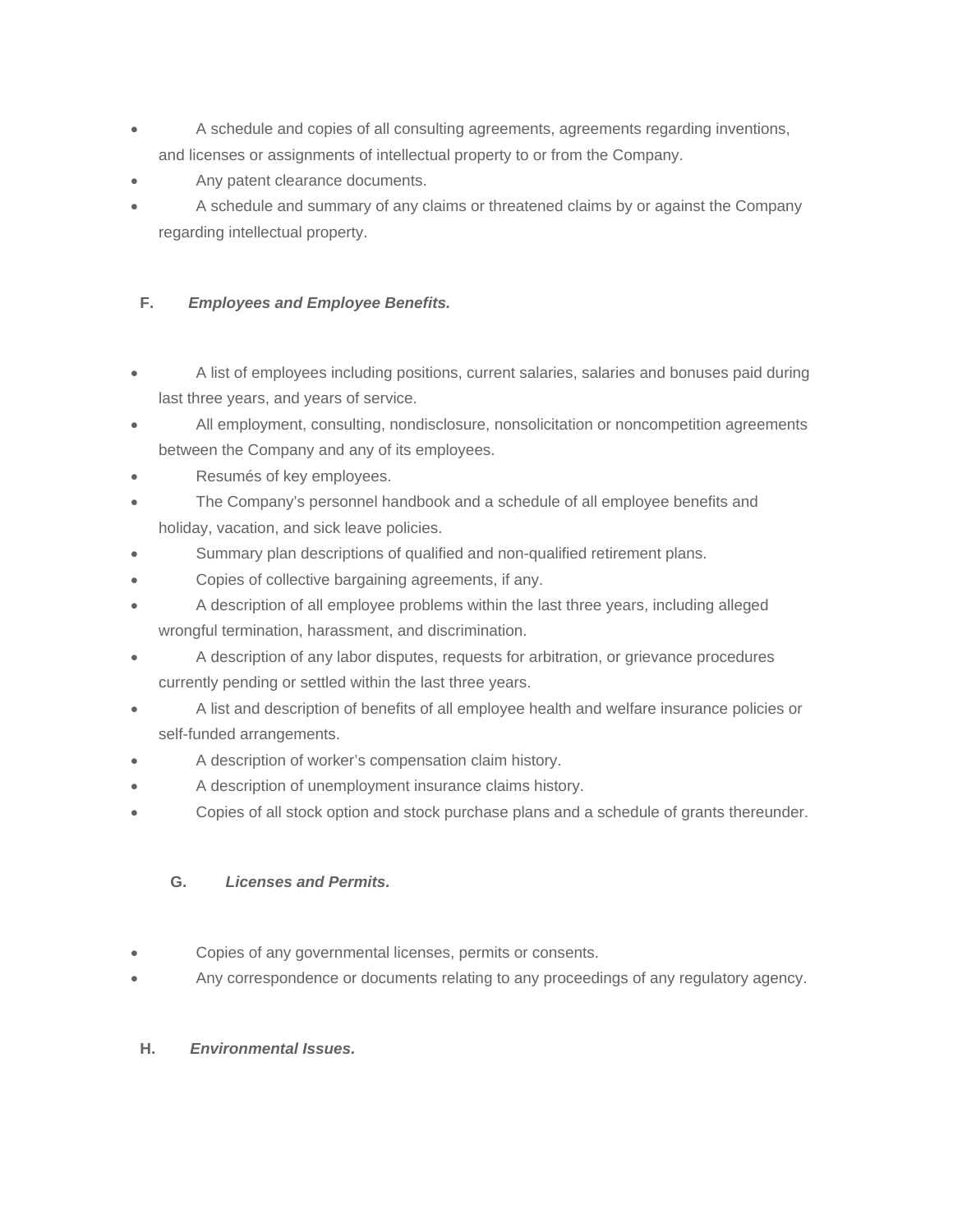- A schedule and copies of all consulting agreements, agreements regarding inventions, and licenses or assignments of intellectual property to or from the Company.
- Any patent clearance documents.
- A schedule and summary of any claims or threatened claims by or against the Company regarding intellectual property.

**F.** ***Employees and Employee Benefits.***

- A list of employees including positions, current salaries, salaries and bonuses paid during last three years, and years of service.
- All employment, consulting, nondisclosure, nonsolicitation or noncompetition agreements between the Company and any of its employees.
- Resumés of key employees.
- The Company's personnel handbook and a schedule of all employee benefits and holiday, vacation, and sick leave policies.
- Summary plan descriptions of qualified and non-qualified retirement plans.
- Copies of collective bargaining agreements, if any.
- A description of all employee problems within the last three years, including alleged wrongful termination, harassment, and discrimination.
- A description of any labor disputes, requests for arbitration, or grievance procedures currently pending or settled within the last three years.
- A list and description of benefits of all employee health and welfare insurance policies or self-funded arrangements.
- A description of worker's compensation claim history.
- A description of unemployment insurance claims history.
- Copies of all stock option and stock purchase plans and a schedule of grants thereunder.

**G.** ***Licenses and Permits.***

- Copies of any governmental licenses, permits or consents.
- Any correspondence or documents relating to any proceedings of any regulatory agency.

**H.** ***Environmental Issues.***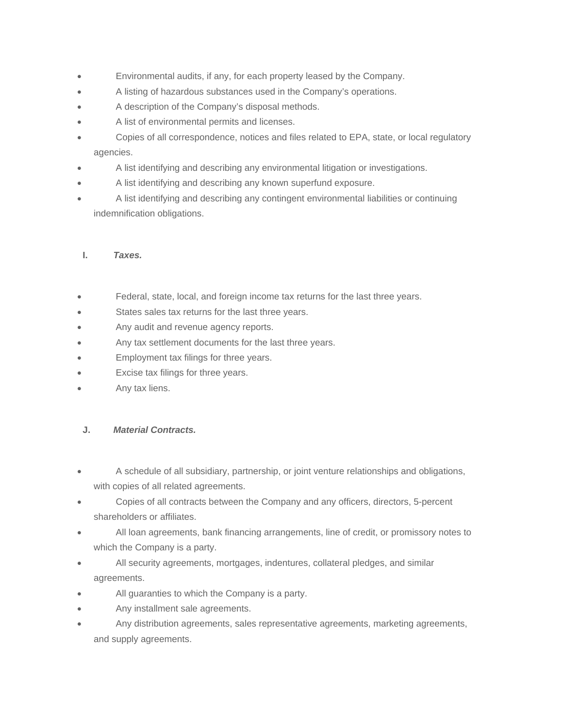- Environmental audits, if any, for each property leased by the Company.
- A listing of hazardous substances used in the Company's operations.
- A description of the Company's disposal methods.
- A list of environmental permits and licenses.
- Copies of all correspondence, notices and files related to EPA, state, or local regulatory agencies.
- A list identifying and describing any environmental litigation or investigations.
- A list identifying and describing any known superfund exposure.
- A list identifying and describing any contingent environmental liabilities or continuing indemnification obligations.

## I. *Taxes.*

- Federal, state, local, and foreign income tax returns for the last three years.
- States sales tax returns for the last three years.
- Any audit and revenue agency reports.
- Any tax settlement documents for the last three years.
- Employment tax filings for three years.
- Excise tax filings for three years.
- Any tax liens.

## J. *Material Contracts.*

- A schedule of all subsidiary, partnership, or joint venture relationships and obligations, with copies of all related agreements.
- Copies of all contracts between the Company and any officers, directors, 5-percent shareholders or affiliates.
- All loan agreements, bank financing arrangements, line of credit, or promissory notes to which the Company is a party.
- All security agreements, mortgages, indentures, collateral pledges, and similar agreements.
- All guaranties to which the Company is a party.
- Any installment sale agreements.
- Any distribution agreements, sales representative agreements, marketing agreements, and supply agreements.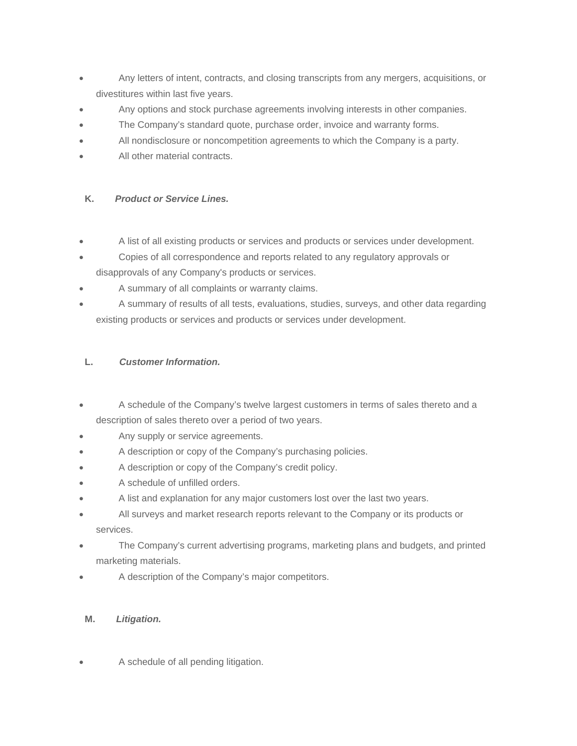- Any letters of intent, contracts, and closing transcripts from any mergers, acquisitions, or divestitures within last five years.
- Any options and stock purchase agreements involving interests in other companies.
- The Company's standard quote, purchase order, invoice and warranty forms.
- All nondisclosure or noncompetition agreements to which the Company is a party.
- All other material contracts.

**K.** ***Product or Service Lines.***

- A list of all existing products or services and products or services under development.
- Copies of all correspondence and reports related to any regulatory approvals or disapprovals of any Company's products or services.
- A summary of all complaints or warranty claims.
- A summary of results of all tests, evaluations, studies, surveys, and other data regarding existing products or services and products or services under development.

**L.** ***Customer Information.***

- A schedule of the Company's twelve largest customers in terms of sales thereto and a description of sales thereto over a period of two years.
- Any supply or service agreements.
- A description or copy of the Company's purchasing policies.
- A description or copy of the Company's credit policy.
- A schedule of unfilled orders.
- A list and explanation for any major customers lost over the last two years.
- All surveys and market research reports relevant to the Company or its products or services.
- The Company's current advertising programs, marketing plans and budgets, and printed marketing materials.
- A description of the Company's major competitors.

**M.** ***Litigation.***

- A schedule of all pending litigation.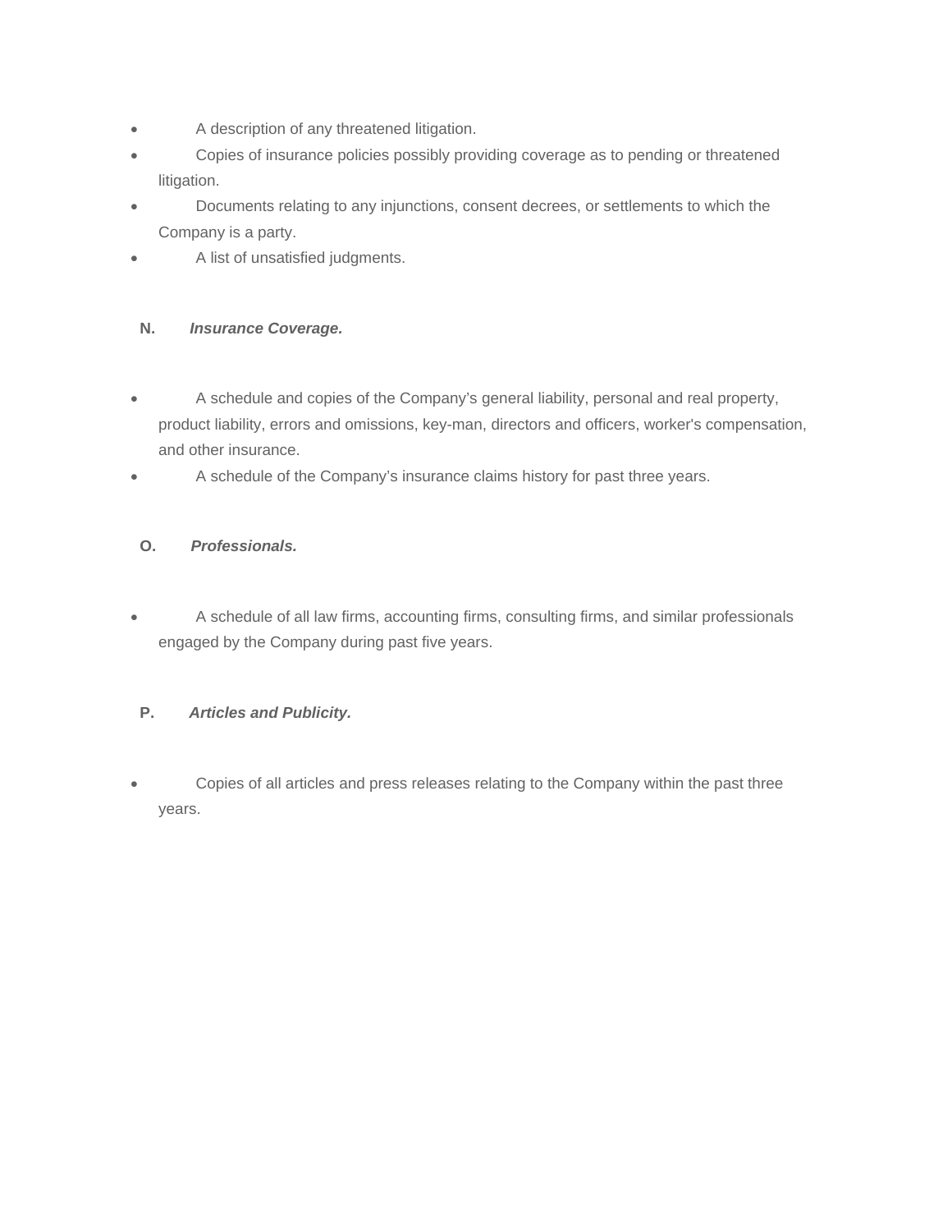- A description of any threatened litigation.
- Copies of insurance policies possibly providing coverage as to pending or threatened litigation.
- Documents relating to any injunctions, consent decrees, or settlements to which the Company is a party.
- A list of unsatisfied judgments.

**N.** ***Insurance Coverage.***

- A schedule and copies of the Company's general liability, personal and real property, product liability, errors and omissions, key-man, directors and officers, worker's compensation, and other insurance.
- A schedule of the Company's insurance claims history for past three years.

**O.** ***Professionals.***

- A schedule of all law firms, accounting firms, consulting firms, and similar professionals engaged by the Company during past five years.

**P.** ***Articles and Publicity.***

- Copies of all articles and press releases relating to the Company within the past three years.